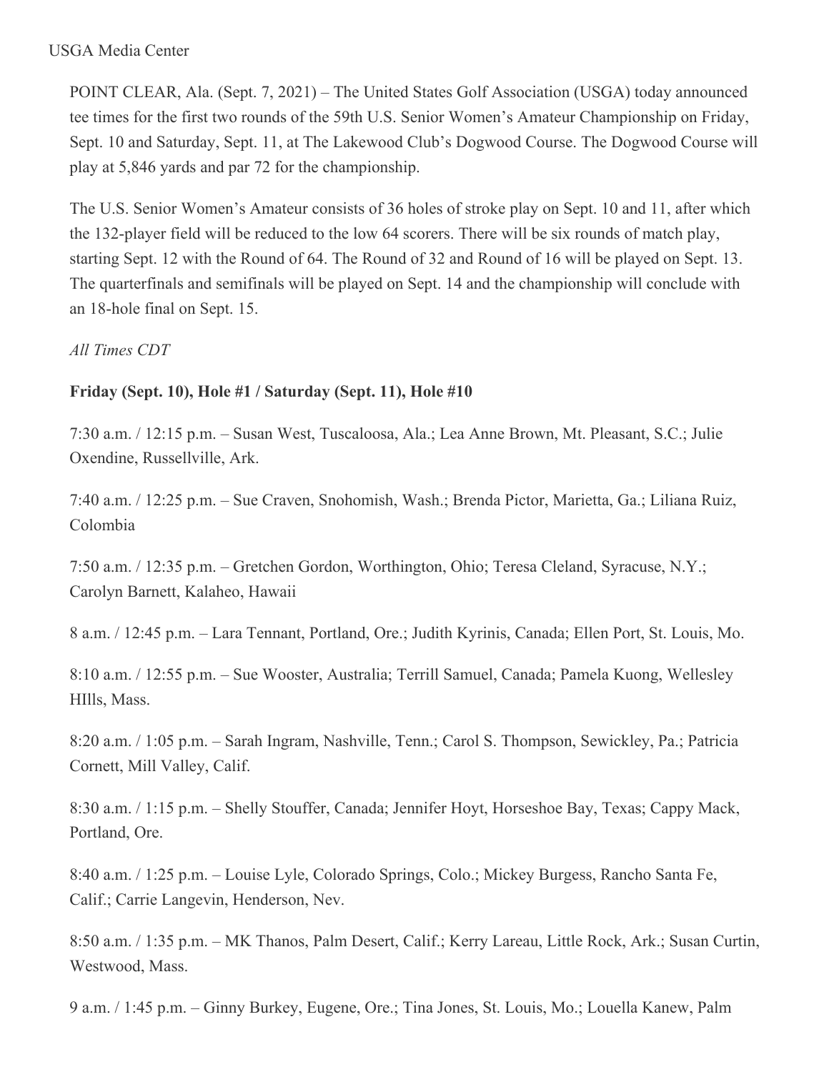USGA Media Center

POINT CLEAR, Ala. (Sept. 7, 2021) – The United States Golf Association (USGA) today announced tee times for the first two rounds of the 59th U.S. Senior Women's Amateur Championship on Friday, Sept. 10 and Saturday, Sept. 11, at The Lakewood Club's Dogwood Course. The Dogwood Course will play at 5,846 yards and par 72 for the championship.

The U.S. Senior Women's Amateur consists of 36 holes of stroke play on Sept. 10 and 11, after which the 132-player field will be reduced to the low 64 scorers. There will be six rounds of match play, starting Sept. 12 with the Round of 64. The Round of 32 and Round of 16 will be played on Sept. 13. The quarterfinals and semifinals will be played on Sept. 14 and the championship will conclude with an 18-hole final on Sept. 15.

*All Times CDT*

**Friday (Sept. 10), Hole #1 / Saturday (Sept. 11), Hole #10**

7:30 a.m. / 12:15 p.m. – Susan West, Tuscaloosa, Ala.; Lea Anne Brown, Mt. Pleasant, S.C.; Julie Oxendine, Russellville, Ark.

7:40 a.m. / 12:25 p.m. – Sue Craven, Snohomish, Wash.; Brenda Pictor, Marietta, Ga.; Liliana Ruiz, Colombia

7:50 a.m. / 12:35 p.m. – Gretchen Gordon, Worthington, Ohio; Teresa Cleland, Syracuse, N.Y.; Carolyn Barnett, Kalaheo, Hawaii

8 a.m. / 12:45 p.m. – Lara Tennant, Portland, Ore.; Judith Kyrinis, Canada; Ellen Port, St. Louis, Mo.

8:10 a.m. / 12:55 p.m. – Sue Wooster, Australia; Terrill Samuel, Canada; Pamela Kuong, Wellesley HIlls, Mass.

8:20 a.m. / 1:05 p.m. – Sarah Ingram, Nashville, Tenn.; Carol S. Thompson, Sewickley, Pa.; Patricia Cornett, Mill Valley, Calif.

8:30 a.m. / 1:15 p.m. – Shelly Stouffer, Canada; Jennifer Hoyt, Horseshoe Bay, Texas; Cappy Mack, Portland, Ore.

8:40 a.m. / 1:25 p.m. – Louise Lyle, Colorado Springs, Colo.; Mickey Burgess, Rancho Santa Fe, Calif.; Carrie Langevin, Henderson, Nev.

8:50 a.m. / 1:35 p.m. – MK Thanos, Palm Desert, Calif.; Kerry Lareau, Little Rock, Ark.; Susan Curtin, Westwood, Mass.

9 a.m. / 1:45 p.m. – Ginny Burkey, Eugene, Ore.; Tina Jones, St. Louis, Mo.; Louella Kanew, Palm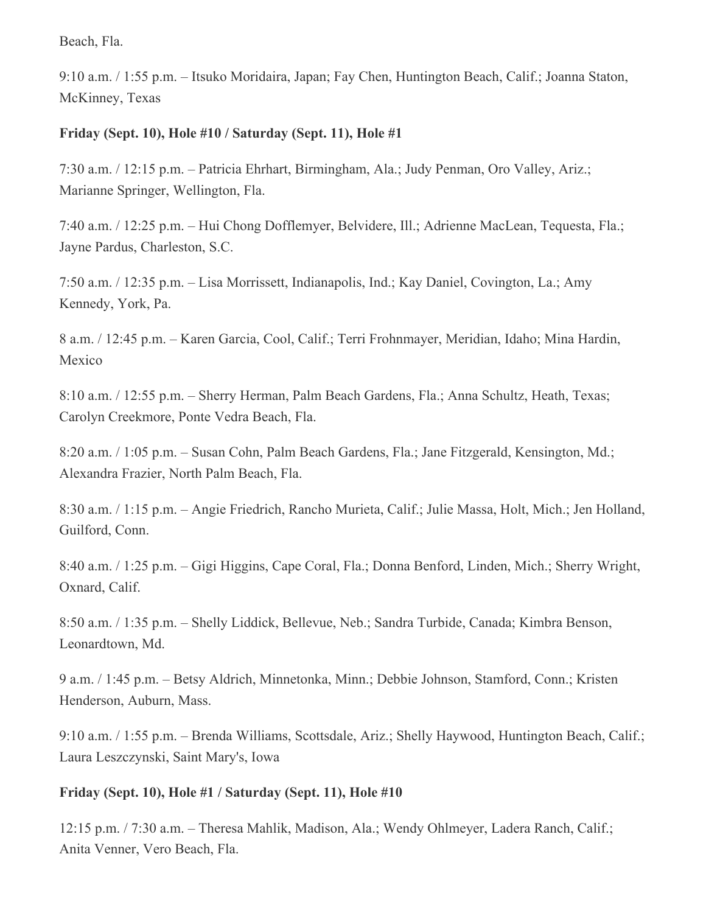Beach, Fla.

9:10 a.m. / 1:55 p.m. – Itsuko Moridaira, Japan; Fay Chen, Huntington Beach, Calif.; Joanna Staton, McKinney, Texas

**Friday (Sept. 10), Hole #10 / Saturday (Sept. 11), Hole #1**

7:30 a.m. / 12:15 p.m. – Patricia Ehrhart, Birmingham, Ala.; Judy Penman, Oro Valley, Ariz.; Marianne Springer, Wellington, Fla.

7:40 a.m. / 12:25 p.m. – Hui Chong Dofflemyer, Belvidere, Ill.; Adrienne MacLean, Tequesta, Fla.; Jayne Pardus, Charleston, S.C.

7:50 a.m. / 12:35 p.m. – Lisa Morrissett, Indianapolis, Ind.; Kay Daniel, Covington, La.; Amy Kennedy, York, Pa.

8 a.m. / 12:45 p.m. – Karen Garcia, Cool, Calif.; Terri Frohnmayer, Meridian, Idaho; Mina Hardin, Mexico

8:10 a.m. / 12:55 p.m. – Sherry Herman, Palm Beach Gardens, Fla.; Anna Schultz, Heath, Texas; Carolyn Creekmore, Ponte Vedra Beach, Fla.

8:20 a.m. / 1:05 p.m. – Susan Cohn, Palm Beach Gardens, Fla.; Jane Fitzgerald, Kensington, Md.; Alexandra Frazier, North Palm Beach, Fla.

8:30 a.m. / 1:15 p.m. – Angie Friedrich, Rancho Murieta, Calif.; Julie Massa, Holt, Mich.; Jen Holland, Guilford, Conn.

8:40 a.m. / 1:25 p.m. – Gigi Higgins, Cape Coral, Fla.; Donna Benford, Linden, Mich.; Sherry Wright, Oxnard, Calif.

8:50 a.m. / 1:35 p.m. – Shelly Liddick, Bellevue, Neb.; Sandra Turbide, Canada; Kimbra Benson, Leonardtown, Md.

9 a.m. / 1:45 p.m. – Betsy Aldrich, Minnetonka, Minn.; Debbie Johnson, Stamford, Conn.; Kristen Henderson, Auburn, Mass.

9:10 a.m. / 1:55 p.m. – Brenda Williams, Scottsdale, Ariz.; Shelly Haywood, Huntington Beach, Calif.; Laura Leszczynski, Saint Mary's, Iowa

**Friday (Sept. 10), Hole #1 / Saturday (Sept. 11), Hole #10**

12:15 p.m. / 7:30 a.m. – Theresa Mahlik, Madison, Ala.; Wendy Ohlmeyer, Ladera Ranch, Calif.; Anita Venner, Vero Beach, Fla.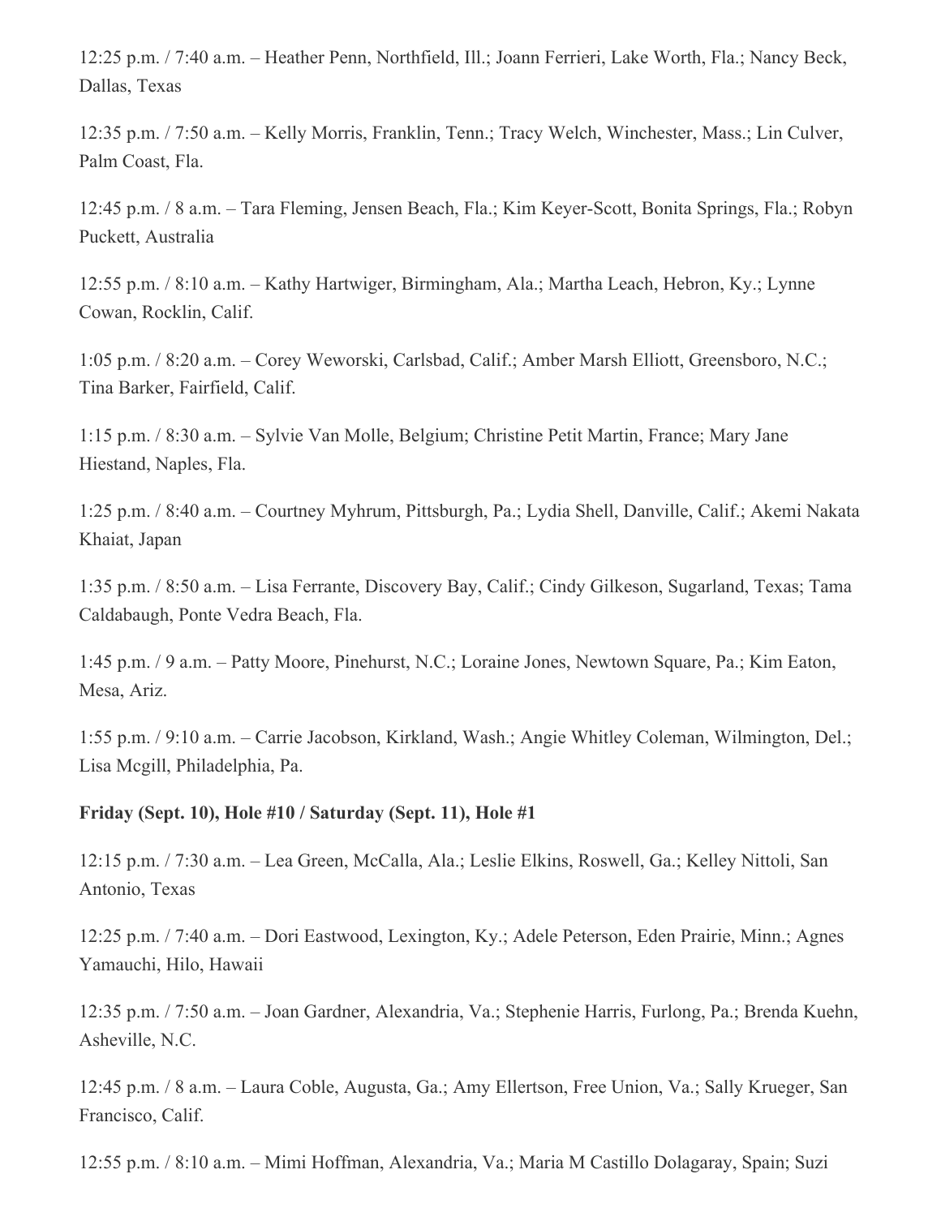12:25 p.m. / 7:40 a.m. – Heather Penn, Northfield, Ill.; Joann Ferrieri, Lake Worth, Fla.; Nancy Beck, Dallas, Texas

12:35 p.m. / 7:50 a.m. – Kelly Morris, Franklin, Tenn.; Tracy Welch, Winchester, Mass.; Lin Culver, Palm Coast, Fla.

12:45 p.m. / 8 a.m. – Tara Fleming, Jensen Beach, Fla.; Kim Keyer-Scott, Bonita Springs, Fla.; Robyn Puckett, Australia

12:55 p.m. / 8:10 a.m. – Kathy Hartwiger, Birmingham, Ala.; Martha Leach, Hebron, Ky.; Lynne Cowan, Rocklin, Calif.

1:05 p.m. / 8:20 a.m. – Corey Weworski, Carlsbad, Calif.; Amber Marsh Elliott, Greensboro, N.C.; Tina Barker, Fairfield, Calif.

1:15 p.m. / 8:30 a.m. – Sylvie Van Molle, Belgium; Christine Petit Martin, France; Mary Jane Hiestand, Naples, Fla.

1:25 p.m. / 8:40 a.m. – Courtney Myhrum, Pittsburgh, Pa.; Lydia Shell, Danville, Calif.; Akemi Nakata Khaiat, Japan

1:35 p.m. / 8:50 a.m. – Lisa Ferrante, Discovery Bay, Calif.; Cindy Gilkeson, Sugarland, Texas; Tama Caldabaugh, Ponte Vedra Beach, Fla.

1:45 p.m. / 9 a.m. – Patty Moore, Pinehurst, N.C.; Loraine Jones, Newtown Square, Pa.; Kim Eaton, Mesa, Ariz.

1:55 p.m. / 9:10 a.m. – Carrie Jacobson, Kirkland, Wash.; Angie Whitley Coleman, Wilmington, Del.; Lisa Mcgill, Philadelphia, Pa.

**Friday (Sept. 10), Hole #10 / Saturday (Sept. 11), Hole #1**

12:15 p.m. / 7:30 a.m. – Lea Green, McCalla, Ala.; Leslie Elkins, Roswell, Ga.; Kelley Nittoli, San Antonio, Texas

12:25 p.m. / 7:40 a.m. – Dori Eastwood, Lexington, Ky.; Adele Peterson, Eden Prairie, Minn.; Agnes Yamauchi, Hilo, Hawaii

12:35 p.m. / 7:50 a.m. – Joan Gardner, Alexandria, Va.; Stephenie Harris, Furlong, Pa.; Brenda Kuehn, Asheville, N.C.

12:45 p.m. / 8 a.m. – Laura Coble, Augusta, Ga.; Amy Ellertson, Free Union, Va.; Sally Krueger, San Francisco, Calif.

12:55 p.m. / 8:10 a.m. – Mimi Hoffman, Alexandria, Va.; Maria M Castillo Dolagaray, Spain; Suzi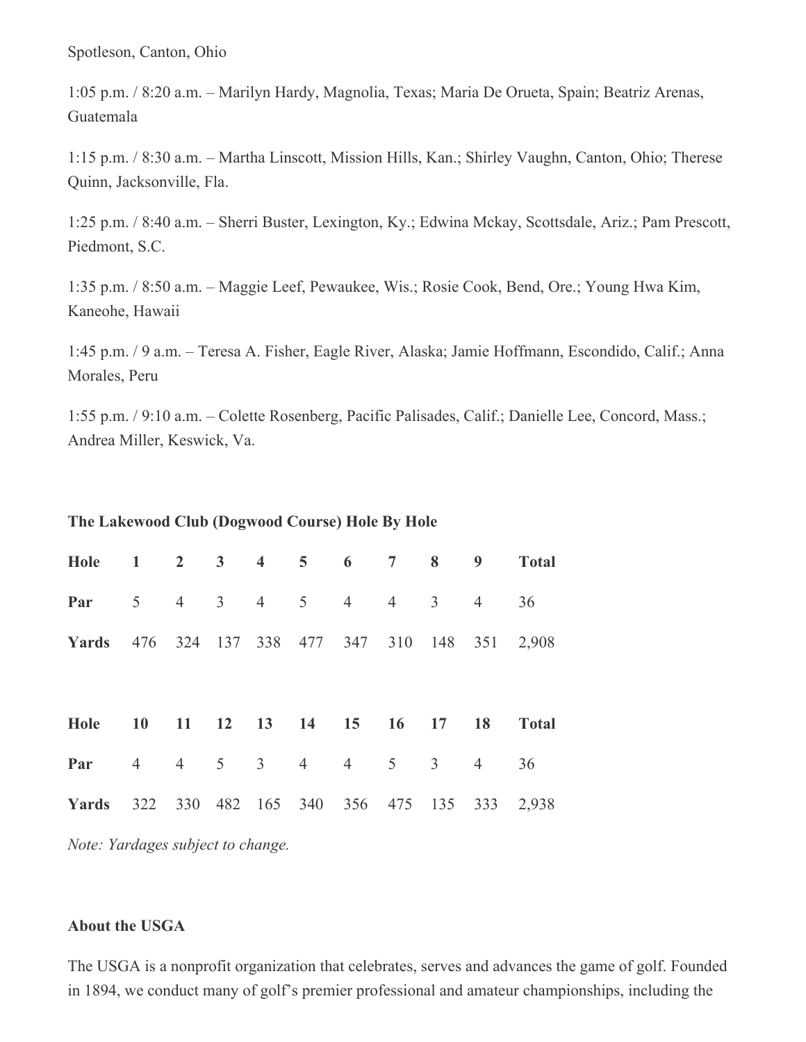Spotleson, Canton, Ohio

1:05 p.m. / 8:20 a.m. – Marilyn Hardy, Magnolia, Texas; Maria De Orueta, Spain; Beatriz Arenas, Guatemala

1:15 p.m. / 8:30 a.m. – Martha Linscott, Mission Hills, Kan.; Shirley Vaughn, Canton, Ohio; Therese Quinn, Jacksonville, Fla.

1:25 p.m. / 8:40 a.m. – Sherri Buster, Lexington, Ky.; Edwina Mckay, Scottsdale, Ariz.; Pam Prescott, Piedmont, S.C.

1:35 p.m. / 8:50 a.m. – Maggie Leef, Pewaukee, Wis.; Rosie Cook, Bend, Ore.; Young Hwa Kim, Kaneohe, Hawaii

1:45 p.m. / 9 a.m. – Teresa A. Fisher, Eagle River, Alaska; Jamie Hoffmann, Escondido, Calif.; Anna Morales, Peru

1:55 p.m. / 9:10 a.m. – Colette Rosenberg, Pacific Palisades, Calif.; Danielle Lee, Concord, Mass.; Andrea Miller, Keswick, Va.

**The Lakewood Club (Dogwood Course) Hole By Hole**

| **Hole** | **1** | **2** | **3** | **4** | **5** | **6** | **7** | **8** | **9** | **Total** |
|---|---|---|---|---|---|---|---|---|---|---|
| **Par** | 5 | 4 | 3 | 4 | 5 | 4 | 4 | 3 | 4 | 36 |
| **Yards** | 476 | 324 | 137 | 338 | 477 | 347 | 310 | 148 | 351 | 2,908 |

| **Hole** | **10** | **11** | **12** | **13** | **14** | **15** | **16** | **17** | **18** | **Total** |
|---|---|---|---|---|---|---|---|---|---|---|
| **Par** | 4 | 4 | 5 | 3 | 4 | 4 | 5 | 3 | 4 | 36 |
| **Yards** | 322 | 330 | 482 | 165 | 340 | 356 | 475 | 135 | 333 | 2,938 |

*Note: Yardages subject to change.*

**About the USGA**

The USGA is a nonprofit organization that celebrates, serves and advances the game of golf. Founded in 1894, we conduct many of golf's premier professional and amateur championships, including the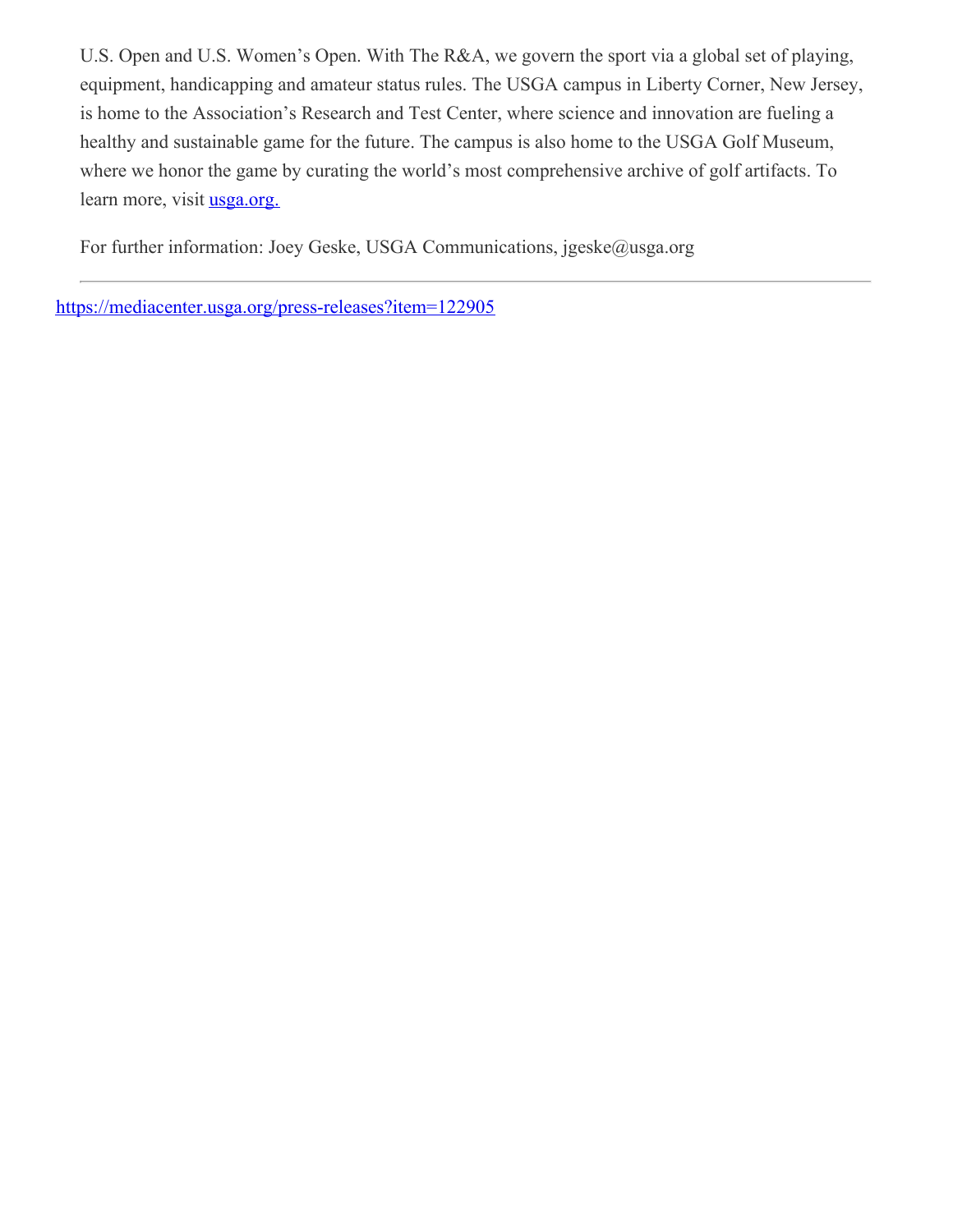U.S. Open and U.S. Women's Open. With The R&A, we govern the sport via a global set of playing, equipment, handicapping and amateur status rules. The USGA campus in Liberty Corner, New Jersey, is home to the Association's Research and Test Center, where science and innovation are fueling a healthy and sustainable game for the future. The campus is also home to the USGA Golf Museum, where we honor the game by curating the world's most comprehensive archive of golf artifacts. To learn more, visit [usga.org.](https://usga.org)

For further information: Joey Geske, USGA Communications, jgeske@usga.org

---

https://mediacenter.usga.org/press-releases?item=122905